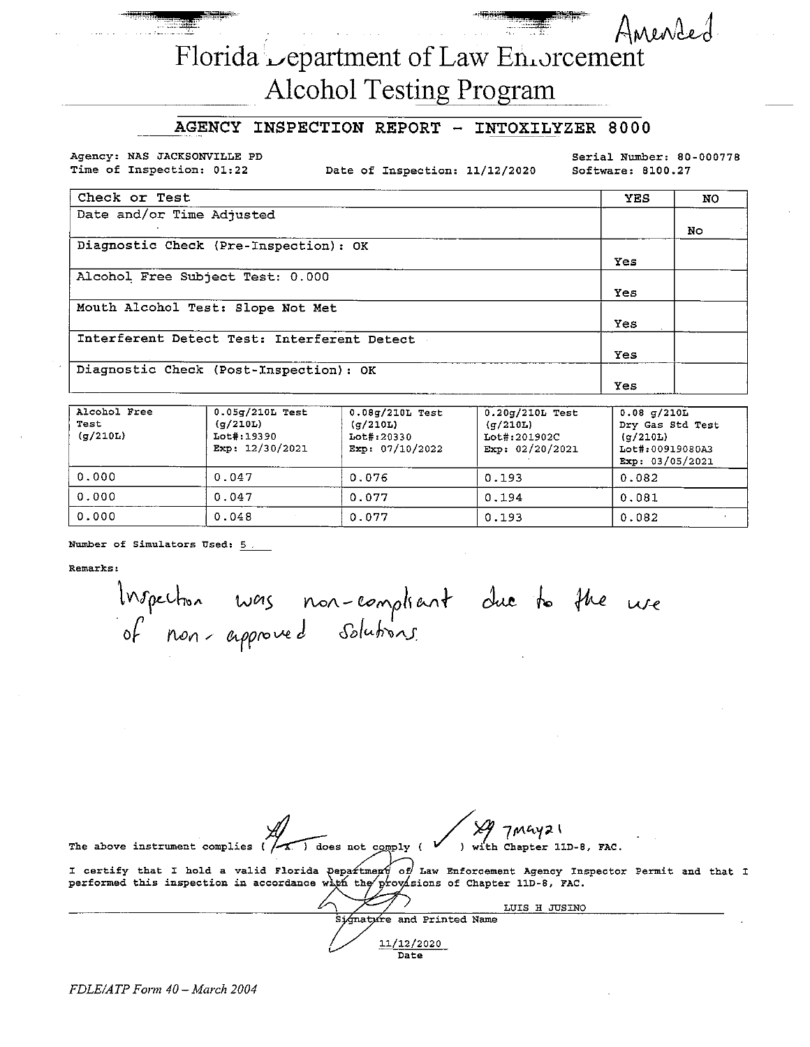Amended

# Florida Department of Law Enforcement
# Alcohol Testing Program

## AGENCY INSPECTION REPORT - INTOXILYZER 8000

Agency: NAS JACKSONVILLE PD  
Time of Inspection: 01:22  
Date of Inspection: 11/12/2020  
Serial Number: 80-000778  
Software: 8100.27

| Check or Test | YES | NO |
|---|---|---|
| Date and/or Time Adjusted | | No |
| Diagnostic Check (Pre-Inspection): OK | Yes | |
| Alcohol Free Subject Test: 0.000 | Yes | |
| Mouth Alcohol Test: Slope Not Met | Yes | |
| Interferent Detect Test: Interferent Detect | Yes | |
| Diagnostic Check (Post-Inspection): OK | Yes | |

| Alcohol Free Test (g/210L) | 0.05g/210L Test (g/210L) Lot#:19390 Exp: 12/30/2021 | 0.08g/210L Test (g/210L) Lot#:20330 Exp: 07/10/2022 | 0.20g/210L Test (g/210L) Lot#:201902C Exp: 02/20/2021 | 0.08 g/210L Dry Gas Std Test (g/210L) Lot#:00919080A3 Exp: 03/05/2021 |
|---|---|---|---|---|
| 0.000 | 0.047 | 0.076 | 0.193 | 0.082 |
| 0.000 | 0.047 | 0.077 | 0.194 | 0.081 |
| 0.000 | 0.048 | 0.077 | 0.193 | 0.082 |

Number of Simulators Used: 5

Remarks:

Inspection was non-compliant due to the use of non-approved Solutions.

The above instrument complies ( ~~X~~ ) does not comply ( ✓ ) with Chapter 11D-8, FAC. 7May21

I certify that I hold a valid Florida Department of Law Enforcement Agency Inspector Permit and that I performed this inspection in accordance with the provisions of Chapter 11D-8, FAC.

LUIS H JUSINO  
Signature and Printed Name

11/12/2020  
Date

*FDLE/ATP Form 40 – March 2004*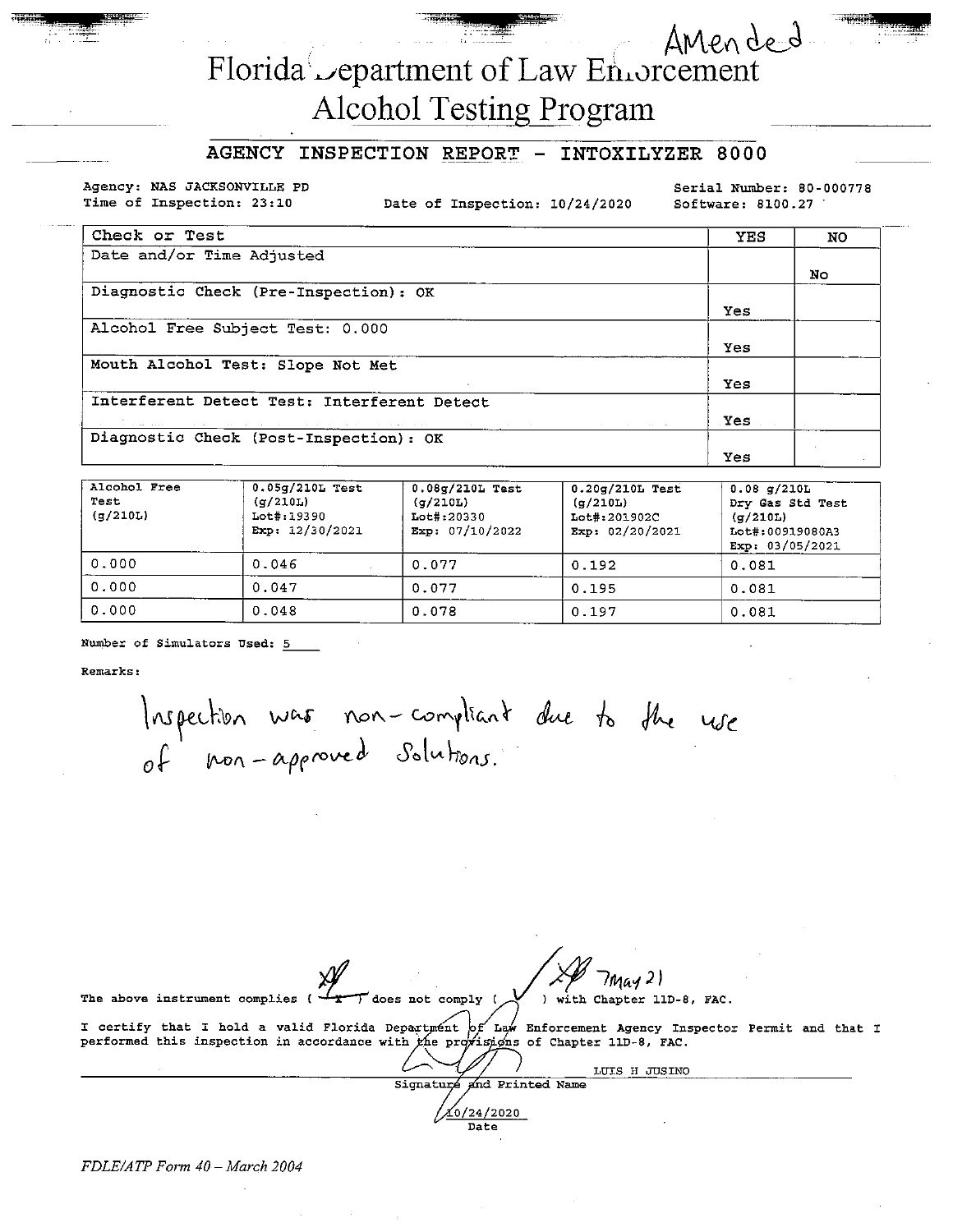Amended

# Florida Department of Law Enforcement
## Alcohol Testing Program

### AGENCY INSPECTION REPORT - INTOXILYZER 8000

Agency: NAS JACKSONVILLE PD
Time of Inspection: 23:10 Date of Inspection: 10/24/2020
Serial Number: 80-000778
Software: 8100.27

| Check or Test | YES | NO |
|---|---|---|
| Date and/or Time Adjusted | | No |
| Diagnostic Check (Pre-Inspection): OK | Yes | |
| Alcohol Free Subject Test: 0.000 | Yes | |
| Mouth Alcohol Test: Slope Not Met | Yes | |
| Interferent Detect Test: Interferent Detect | Yes | |
| Diagnostic Check (Post-Inspection): OK | Yes | |

| Alcohol Free Test (g/210L) | 0.05g/210L Test (g/210L) Lot#:19390 Exp: 12/30/2021 | 0.08g/210L Test (g/210L) Lot#:20330 Exp: 07/10/2022 | 0.20g/210L Test (g/210L) Lot#:201902C Exp: 02/20/2021 | 0.08 g/210L Dry Gas Std Test (g/210L) Lot#:00919080A3 Exp: 03/05/2021 |
|---|---|---|---|---|
| 0.000 | 0.046 | 0.077 | 0.192 | 0.081 |
| 0.000 | 0.047 | 0.077 | 0.195 | 0.081 |
| 0.000 | 0.048 | 0.078 | 0.197 | 0.081 |

Number of Simulators Used: 5

Remarks:

Inspection was non-compliant due to the use of non-approved Solutions.

The above instrument complies ( ~~X~~ ) does not comply ( ✓ ) with Chapter 11D-8, FAC. 7May 21

I certify that I hold a valid Florida Department of Law Enforcement Agency Inspector Permit and that I performed this inspection in accordance with the provisions of Chapter 11D-8, FAC.

LUIS H JUSINO
Signature and Printed Name

10/24/2020
Date

*FDLE/ATP Form 40 – March 2004*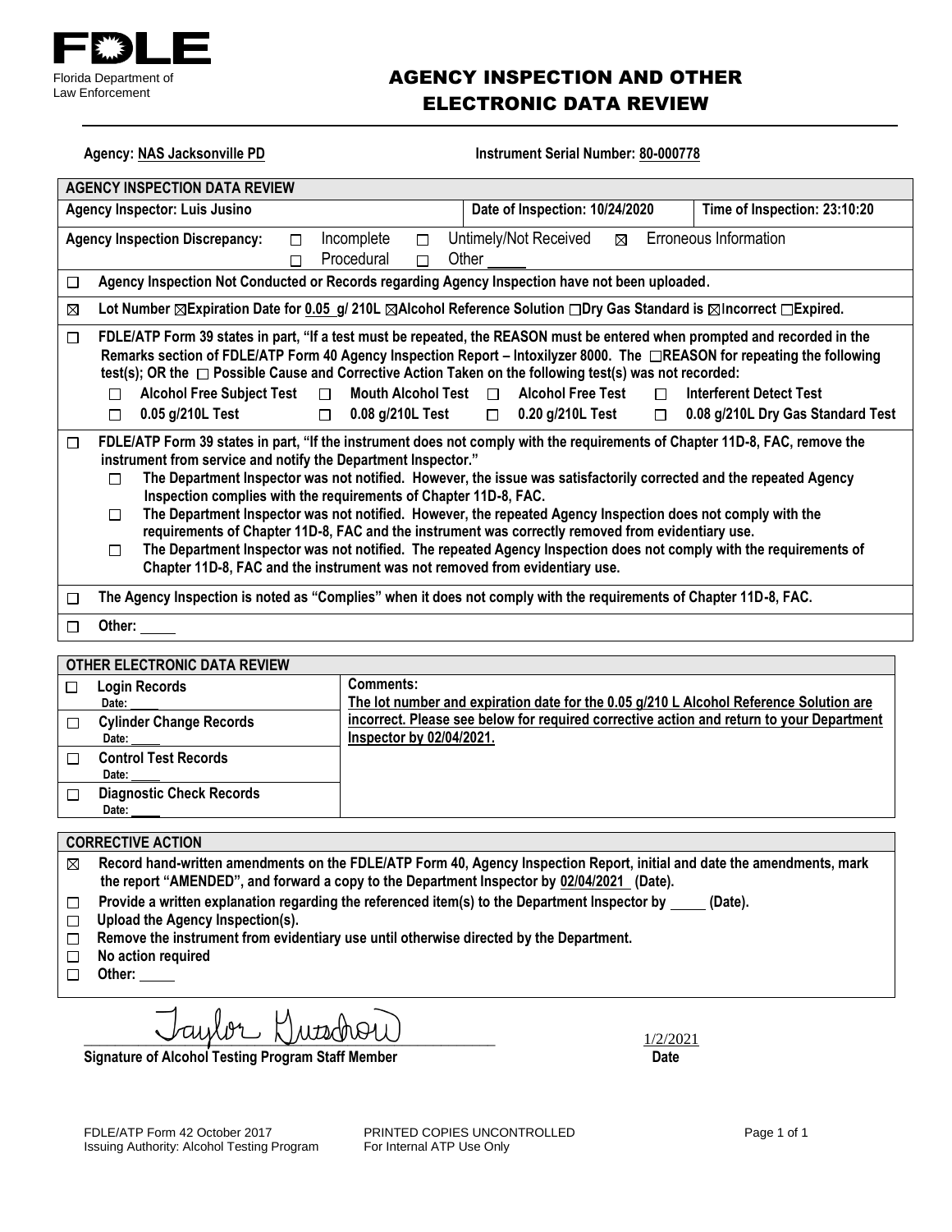FDLE
Florida Department of Law Enforcement

# AGENCY INSPECTION AND OTHER ELECTRONIC DATA REVIEW

**Agency:** NAS Jacksonville PD **Instrument Serial Number:** 80-000778

## AGENCY INSPECTION DATA REVIEW

| Agency Inspector: Luis Jusino | Date of Inspection: 10/24/2020 | Time of Inspection: 23:10:20 |
|---|---|---|

**Agency Inspection Discrepancy:** ☐ Incomplete ☐ Untimely/Not Received ☒ Erroneous Information ☐ Procedural ☐ Other ____

☐ **Agency Inspection Not Conducted or Records regarding Agency Inspection have not been uploaded.**

☒ **Lot Number ☒Expiration Date for 0.05 g/ 210L ☒Alcohol Reference Solution ☐Dry Gas Standard is ☒Incorrect ☐Expired.**

☐ **FDLE/ATP Form 39 states in part, "If a test must be repeated, the REASON must be entered when prompted and recorded in the Remarks section of FDLE/ATP Form 40 Agency Inspection Report – Intoxilyzer 8000. The ☐REASON for repeating the following test(s); OR the ☐ Possible Cause and Corrective Action Taken on the following test(s) was not recorded:**
- ☐ Alcohol Free Subject Test ☐ Mouth Alcohol Test ☐ Alcohol Free Test ☐ Interferent Detect Test
- ☐ 0.05 g/210L Test ☐ 0.08 g/210L Test ☐ 0.20 g/210L Test ☐ 0.08 g/210L Dry Gas Standard Test

☐ **FDLE/ATP Form 39 states in part, "If the instrument does not comply with the requirements of Chapter 11D-8, FAC, remove the instrument from service and notify the Department Inspector."**
- ☐ The Department Inspector was not notified. However, the issue was satisfactorily corrected and the repeated Agency Inspection complies with the requirements of Chapter 11D-8, FAC.
- ☐ The Department Inspector was not notified. However, the repeated Agency Inspection does not comply with the requirements of Chapter 11D-8, FAC and the instrument was correctly removed from evidentiary use.
- ☐ The Department Inspector was not notified. The repeated Agency Inspection does not comply with the requirements of Chapter 11D-8, FAC and the instrument was not removed from evidentiary use.

☐ **The Agency Inspection is noted as "Complies" when it does not comply with the requirements of Chapter 11D-8, FAC.**

☐ **Other:** ____

## OTHER ELECTRONIC DATA REVIEW

| | |
|---|---|
| ☐ **Login Records** Date: ____ | **Comments:** The lot number and expiration date for the 0.05 g/210 L Alcohol Reference Solution are incorrect. Please see below for required corrective action and return to your Department Inspector by 02/04/2021. |
| ☐ **Cylinder Change Records** Date: ____ | |
| ☐ **Control Test Records** Date: ____ | |
| ☐ **Diagnostic Check Records** Date: ____ | |

## CORRECTIVE ACTION

- ☒ **Record hand-written amendments on the FDLE/ATP Form 40, Agency Inspection Report, initial and date the amendments, mark the report "AMENDED", and forward a copy to the Department Inspector by 02/04/2021 (Date).**
- ☐ **Provide a written explanation regarding the referenced item(s) to the Department Inspector by ____ (Date).**
- ☐ **Upload the Agency Inspection(s).**
- ☐ **Remove the instrument from evidentiary use until otherwise directed by the Department.**
- ☐ **No action required**
- ☐ **Other:** ____

Taylor Kutschow (signature) 1/2/2021

**Signature of Alcohol Testing Program Staff Member** **Date**

FDLE/ATP Form 42 October 2017
Issuing Authority: Alcohol Testing Program
PRINTED COPIES UNCONTROLLED
For Internal ATP Use Only